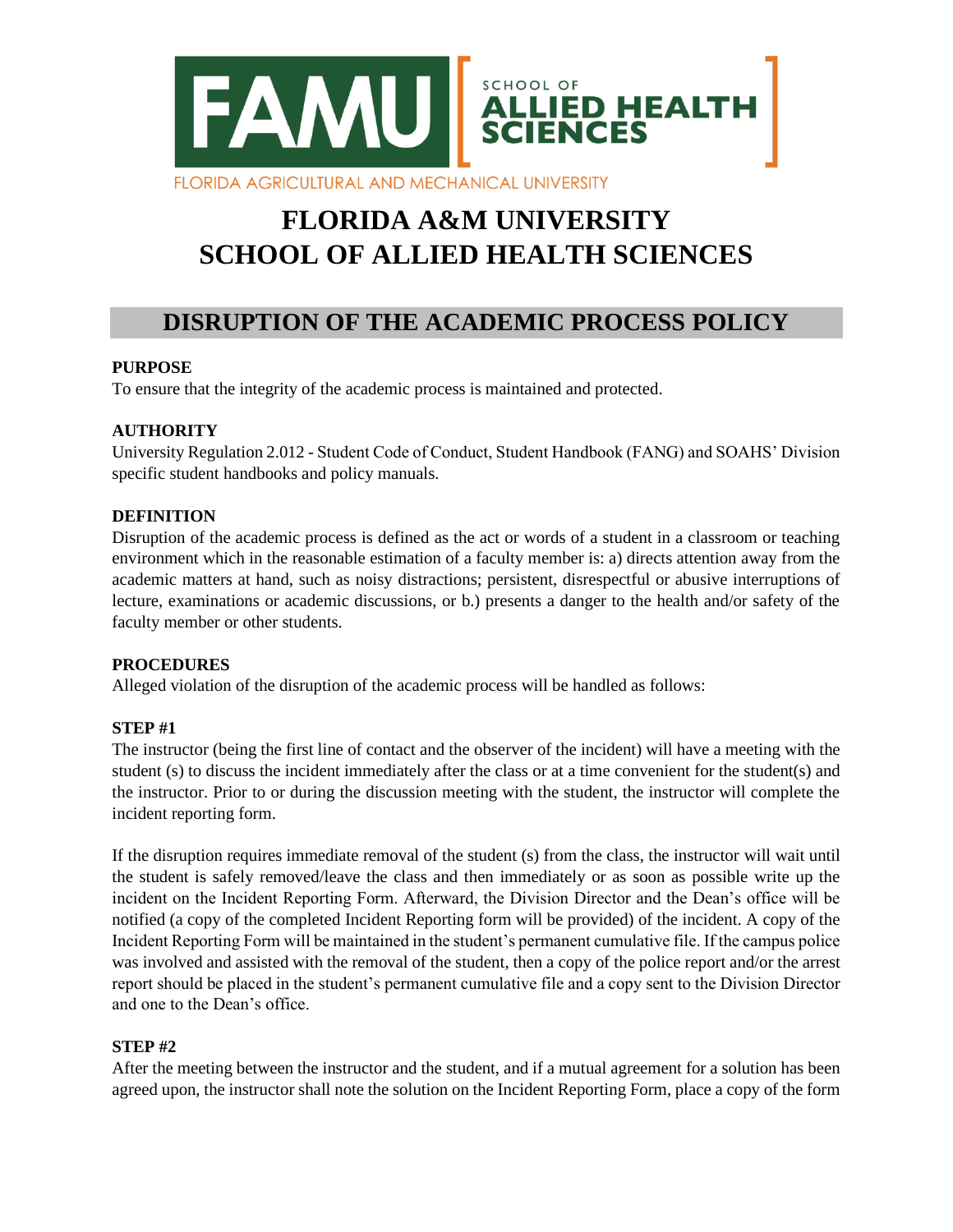# FLORIDA A&M UNIVERSITY
# SCHOOL OF ALLIED HEALTH SCIENCES

## DISRUPTION OF THE ACADEMIC PROCESS POLICY

**PURPOSE**
To ensure that the integrity of the academic process is maintained and protected.

**AUTHORITY**
University Regulation 2.012 - Student Code of Conduct, Student Handbook (FANG) and SOAHS' Division specific student handbooks and policy manuals.

**DEFINITION**
Disruption of the academic process is defined as the act or words of a student in a classroom or teaching environment which in the reasonable estimation of a faculty member is: a) directs attention away from the academic matters at hand, such as noisy distractions; persistent, disrespectful or abusive interruptions of lecture, examinations or academic discussions, or b.) presents a danger to the health and/or safety of the faculty member or other students.

**PROCEDURES**
Alleged violation of the disruption of the academic process will be handled as follows:

**STEP #1**
The instructor (being the first line of contact and the observer of the incident) will have a meeting with the student (s) to discuss the incident immediately after the class or at a time convenient for the student(s) and the instructor. Prior to or during the discussion meeting with the student, the instructor will complete the incident reporting form.

If the disruption requires immediate removal of the student (s) from the class, the instructor will wait until the student is safely removed/leave the class and then immediately or as soon as possible write up the incident on the Incident Reporting Form. Afterward, the Division Director and the Dean's office will be notified (a copy of the completed Incident Reporting form will be provided) of the incident. A copy of the Incident Reporting Form will be maintained in the student's permanent cumulative file. If the campus police was involved and assisted with the removal of the student, then a copy of the police report and/or the arrest report should be placed in the student's permanent cumulative file and a copy sent to the Division Director and one to the Dean's office.

**STEP #2**
After the meeting between the instructor and the student, and if a mutual agreement for a solution has been agreed upon, the instructor shall note the solution on the Incident Reporting Form, place a copy of the form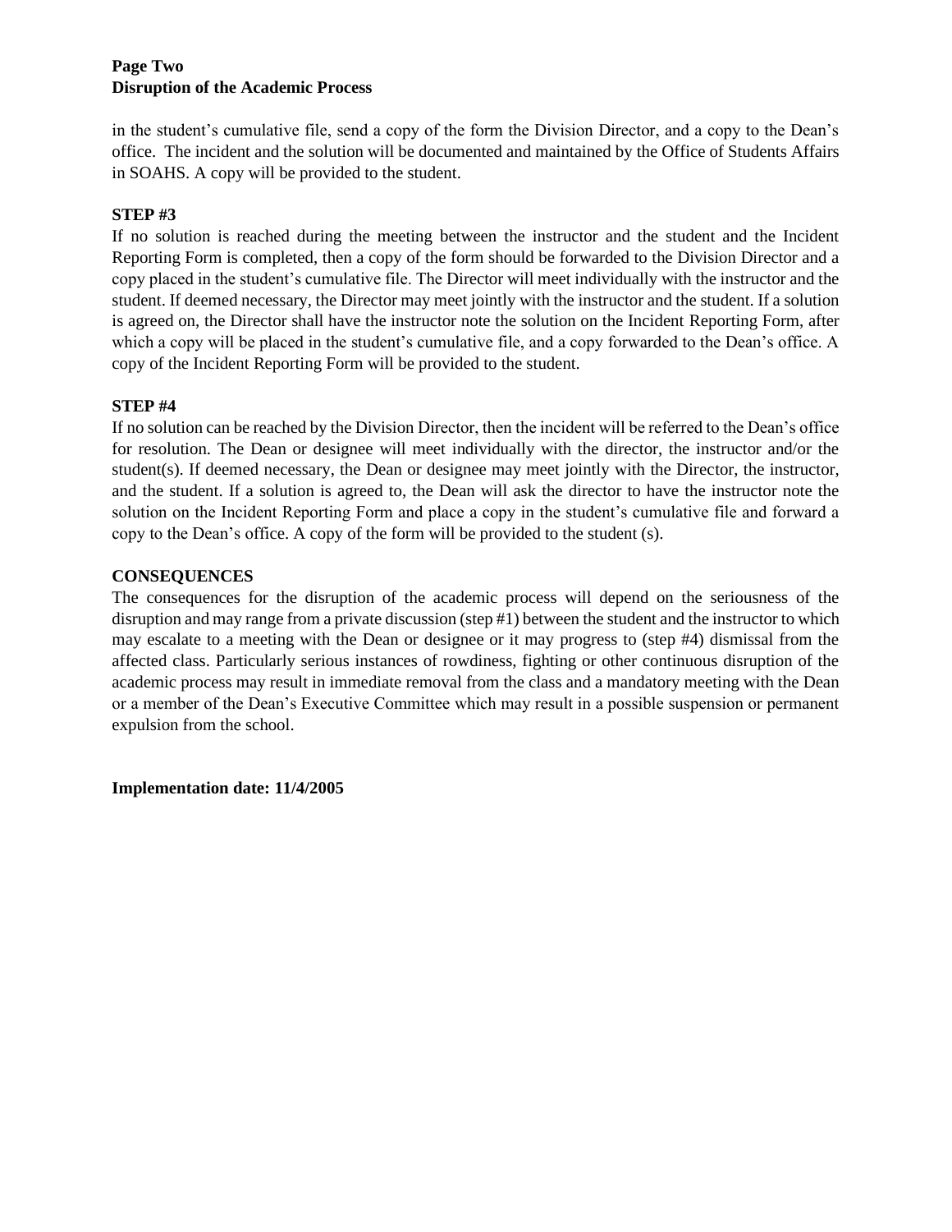in the student's cumulative file, send a copy of the form the Division Director, and a copy to the Dean's office. The incident and the solution will be documented and maintained by the Office of Students Affairs in SOAHS. A copy will be provided to the student.

**STEP #3**

If no solution is reached during the meeting between the instructor and the student and the Incident Reporting Form is completed, then a copy of the form should be forwarded to the Division Director and a copy placed in the student's cumulative file. The Director will meet individually with the instructor and the student. If deemed necessary, the Director may meet jointly with the instructor and the student. If a solution is agreed on, the Director shall have the instructor note the solution on the Incident Reporting Form, after which a copy will be placed in the student's cumulative file, and a copy forwarded to the Dean's office. A copy of the Incident Reporting Form will be provided to the student.

**STEP #4**

If no solution can be reached by the Division Director, then the incident will be referred to the Dean's office for resolution. The Dean or designee will meet individually with the director, the instructor and/or the student(s). If deemed necessary, the Dean or designee may meet jointly with the Director, the instructor, and the student. If a solution is agreed to, the Dean will ask the director to have the instructor note the solution on the Incident Reporting Form and place a copy in the student's cumulative file and forward a copy to the Dean's office. A copy of the form will be provided to the student (s).

**CONSEQUENCES**

The consequences for the disruption of the academic process will depend on the seriousness of the disruption and may range from a private discussion (step #1) between the student and the instructor to which may escalate to a meeting with the Dean or designee or it may progress to (step #4) dismissal from the affected class. Particularly serious instances of rowdiness, fighting or other continuous disruption of the academic process may result in immediate removal from the class and a mandatory meeting with the Dean or a member of the Dean's Executive Committee which may result in a possible suspension or permanent expulsion from the school.

**Implementation date: 11/4/2005**